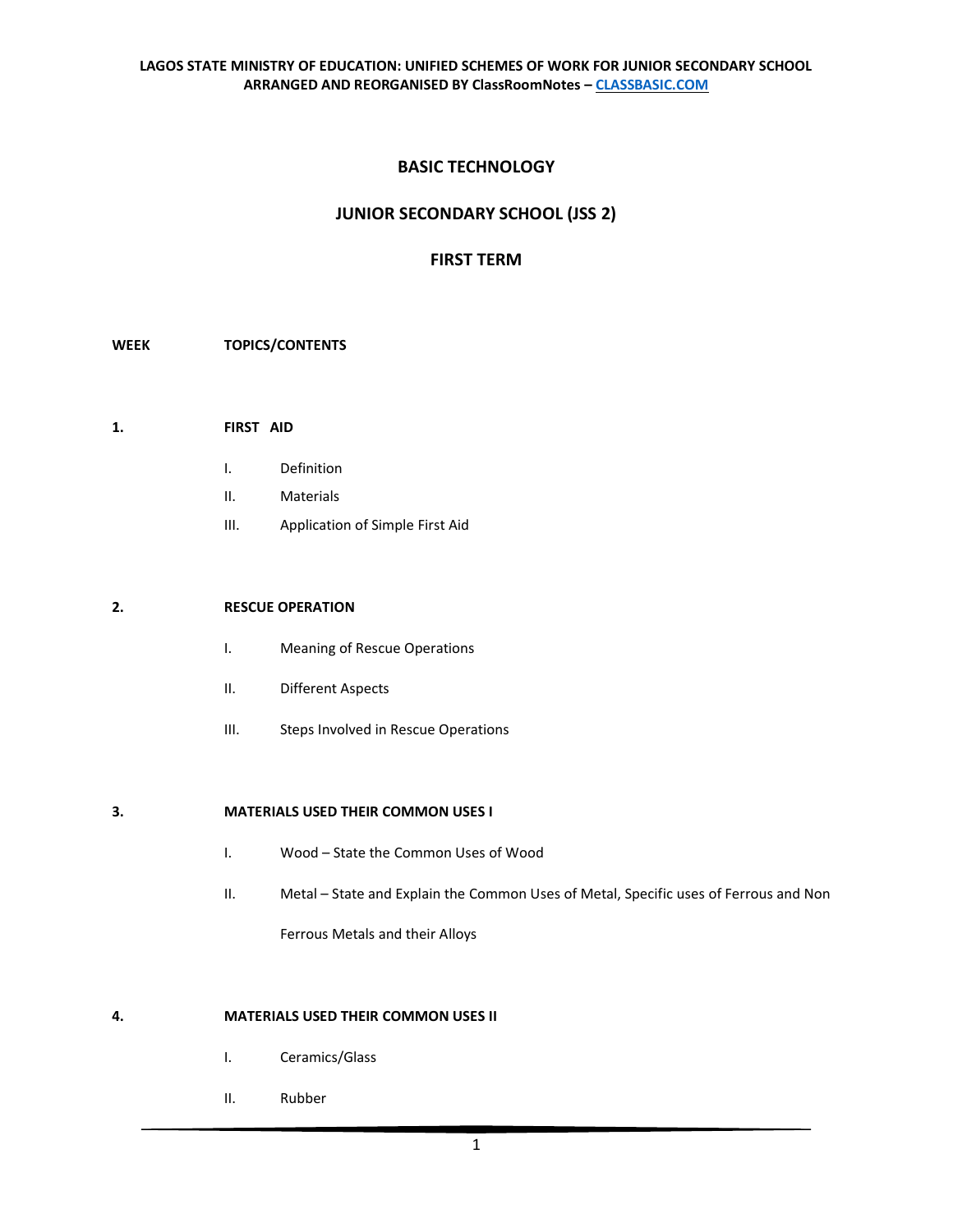# BASIC TECHNOLOGY

## JUNIOR SECONDARY SCHOOL (JSS 2)

## FIRST TERM

**WEEK** **TOPICS/CONTENTS**

**1.** **FIRST AID**

- I. Definition
- II. Materials
- III. Application of Simple First Aid

**2.** **RESCUE OPERATION**

- I. Meaning of Rescue Operations
- II. Different Aspects
- III. Steps Involved in Rescue Operations

**3.** **MATERIALS USED THEIR COMMON USES I**

- I. Wood – State the Common Uses of Wood
- II. Metal – State and Explain the Common Uses of Metal, Specific uses of Ferrous and Non Ferrous Metals and their Alloys

**4.** **MATERIALS USED THEIR COMMON USES II**

- I. Ceramics/Glass
- II. Rubber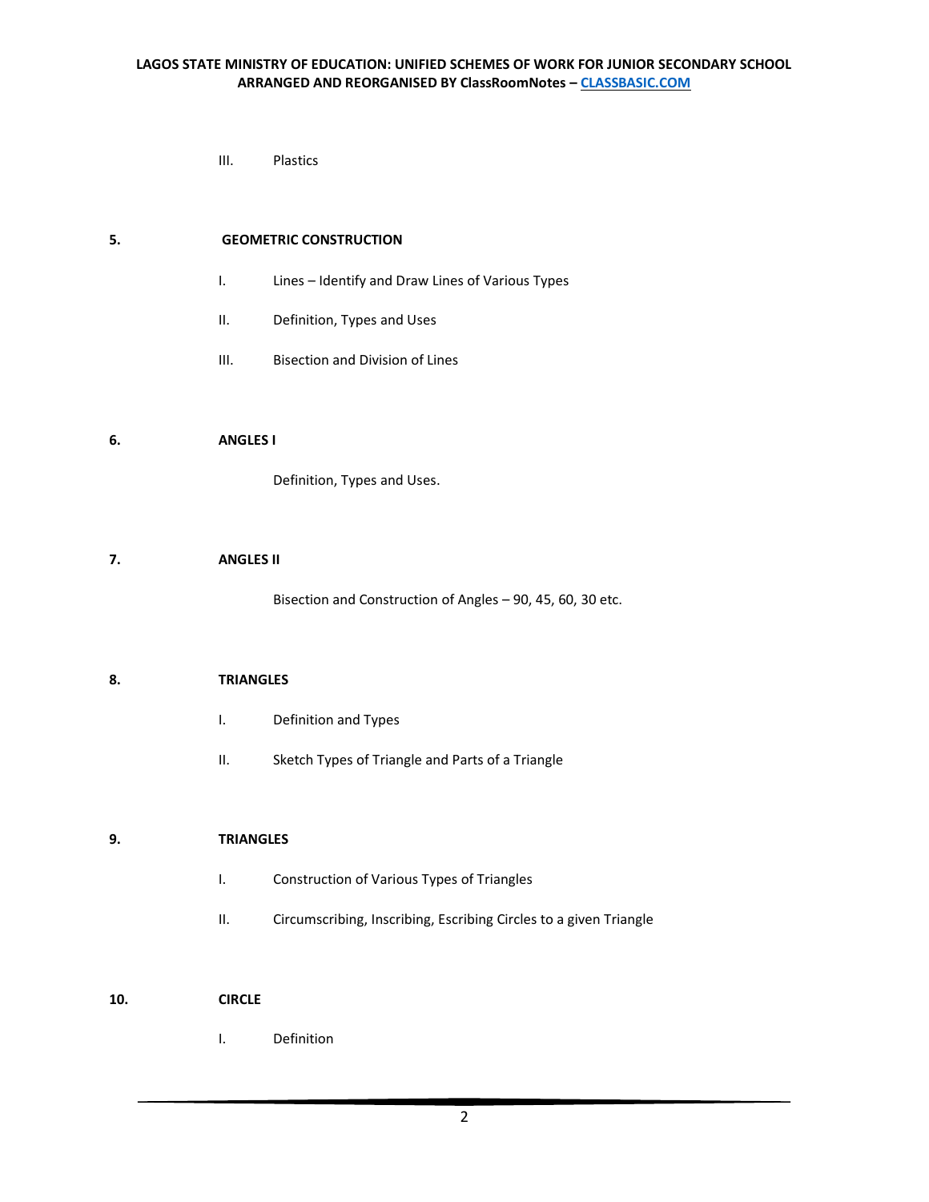III. Plastics

**5. GEOMETRIC CONSTRUCTION**

I. Lines – Identify and Draw Lines of Various Types

II. Definition, Types and Uses

III. Bisection and Division of Lines

**6. ANGLES I**

Definition, Types and Uses.

**7. ANGLES II**

Bisection and Construction of Angles – 90, 45, 60, 30 etc.

**8. TRIANGLES**

I. Definition and Types

II. Sketch Types of Triangle and Parts of a Triangle

**9. TRIANGLES**

I. Construction of Various Types of Triangles

II. Circumscribing, Inscribing, Escribing Circles to a given Triangle

**10. CIRCLE**

I. Definition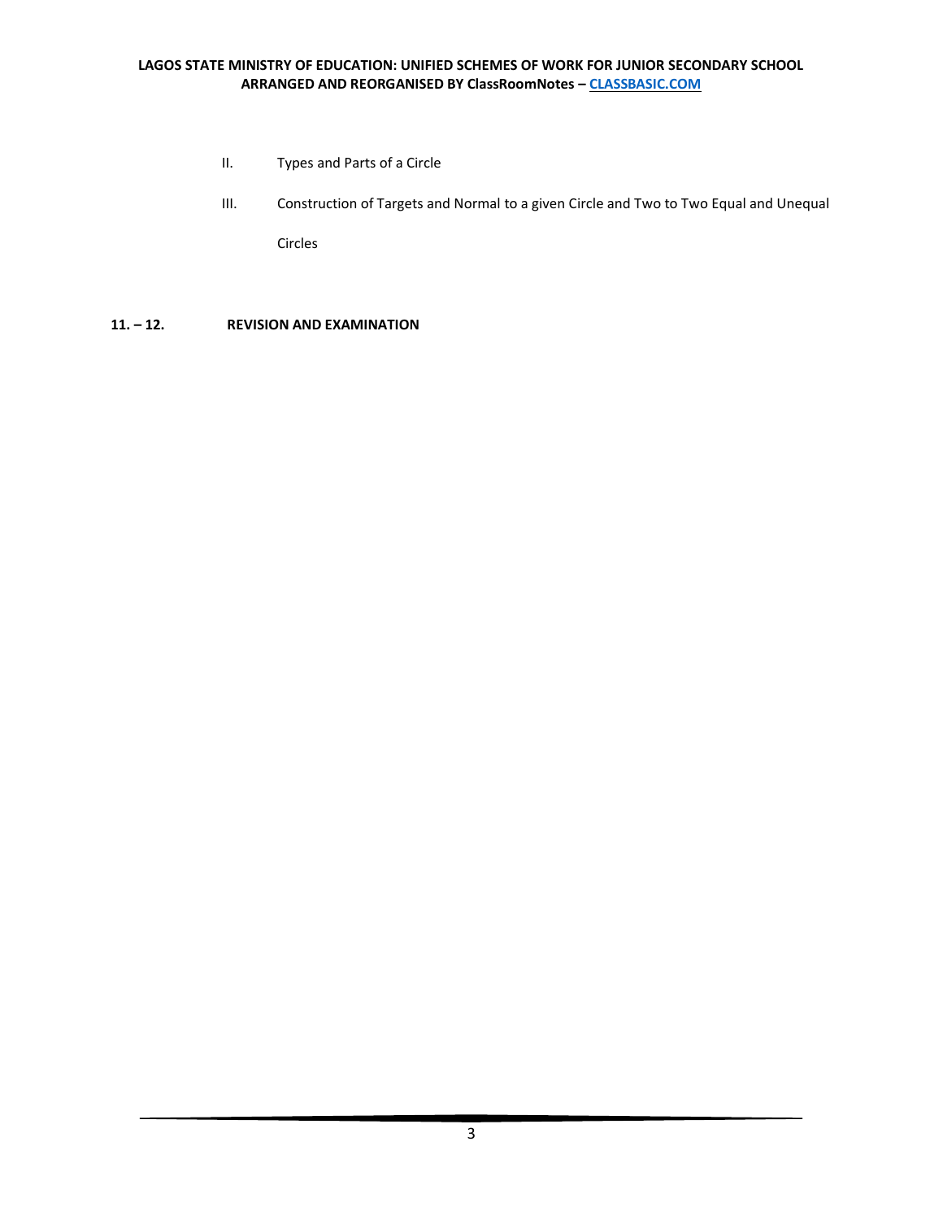II. Types and Parts of a Circle

III. Construction of Targets and Normal to a given Circle and Two to Two Equal and Unequal Circles

**11. – 12. REVISION AND EXAMINATION**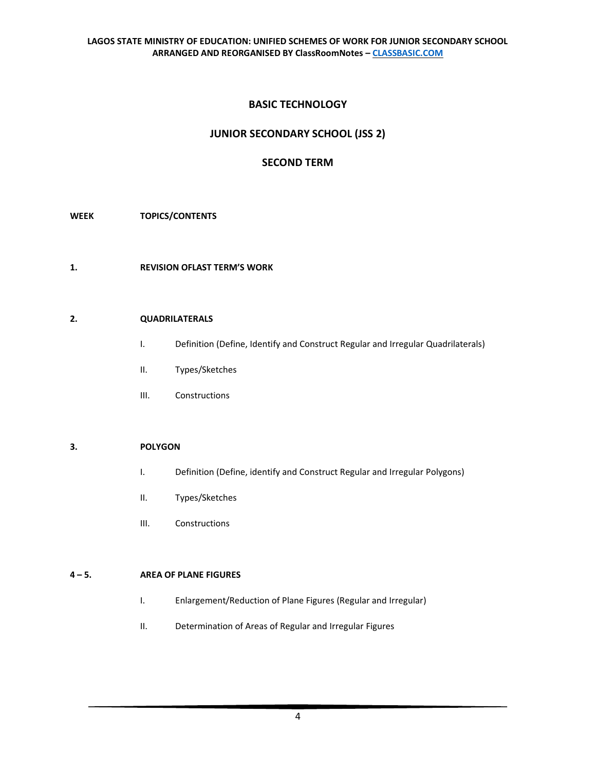# BASIC TECHNOLOGY

## JUNIOR SECONDARY SCHOOL (JSS 2)

## SECOND TERM

**WEEK** **TOPICS/CONTENTS**

**1.** **REVISION OFLAST TERM'S WORK**

**2.** **QUADRILATERALS**

- I. Definition (Define, Identify and Construct Regular and Irregular Quadrilaterals)
- II. Types/Sketches
- III. Constructions

**3.** **POLYGON**

- I. Definition (Define, identify and Construct Regular and Irregular Polygons)
- II. Types/Sketches
- III. Constructions

**4 – 5.** **AREA OF PLANE FIGURES**

- I. Enlargement/Reduction of Plane Figures (Regular and Irregular)
- II. Determination of Areas of Regular and Irregular Figures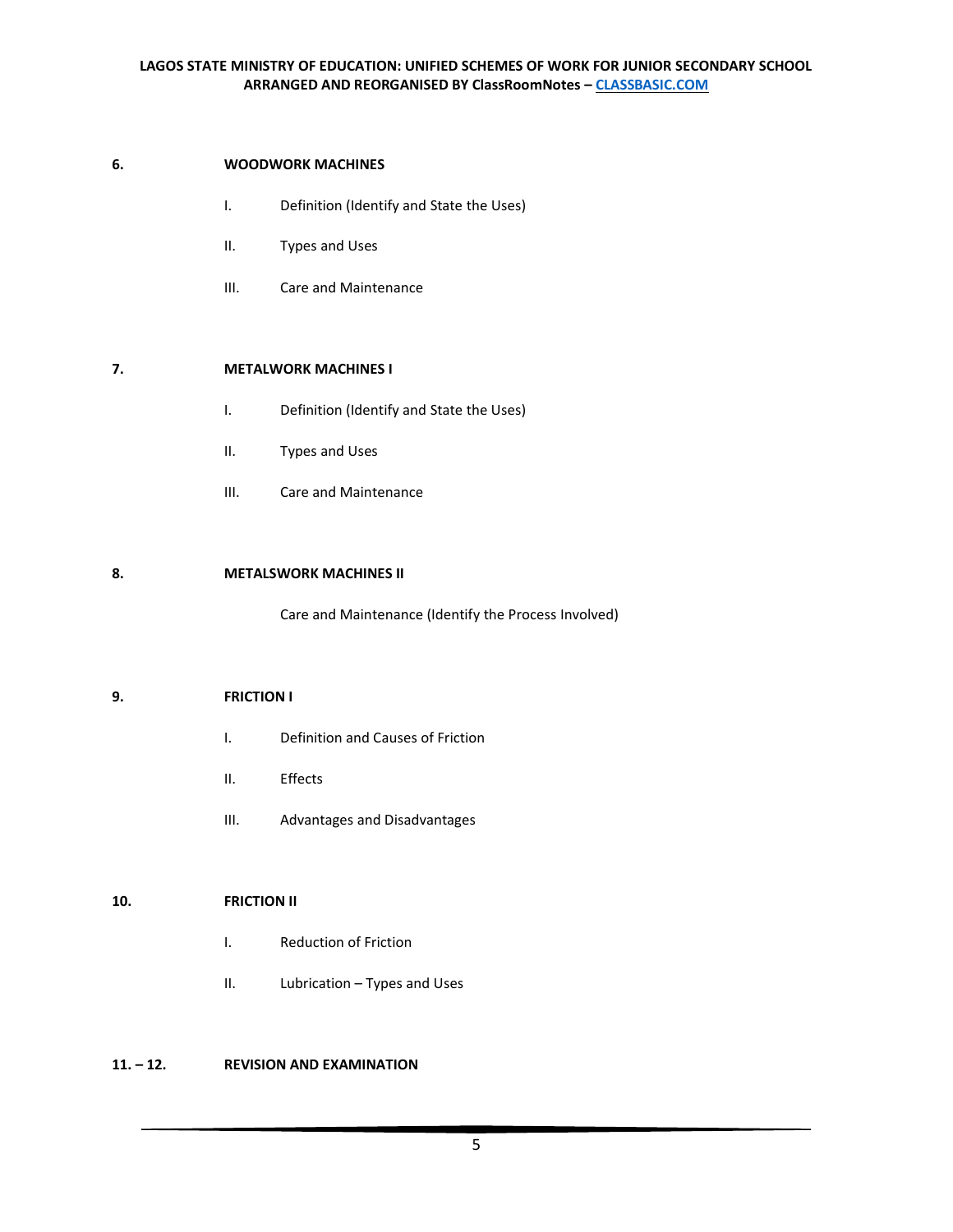**6. WOODWORK MACHINES**

- I. Definition (Identify and State the Uses)
- II. Types and Uses
- III. Care and Maintenance

**7. METALWORK MACHINES I**

- I. Definition (Identify and State the Uses)
- II. Types and Uses
- III. Care and Maintenance

**8. METALSWORK MACHINES II**

Care and Maintenance (Identify the Process Involved)

**9. FRICTION I**

- I. Definition and Causes of Friction
- II. Effects
- III. Advantages and Disadvantages

**10. FRICTION II**

- I. Reduction of Friction
- II. Lubrication – Types and Uses

**11. – 12. REVISION AND EXAMINATION**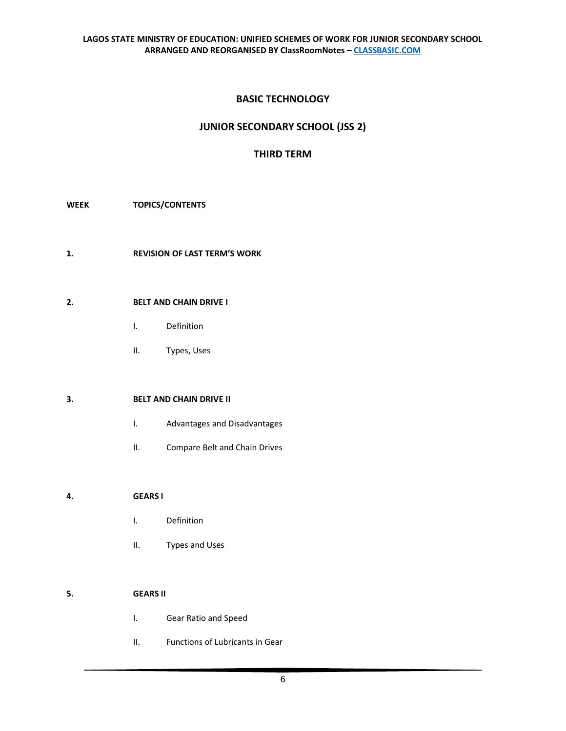# BASIC TECHNOLOGY

## JUNIOR SECONDARY SCHOOL (JSS 2)

## THIRD TERM

| WEEK | TOPICS/CONTENTS |
|---|---|
| 1. | **REVISION OF LAST TERM'S WORK** |
| 2. | **BELT AND CHAIN DRIVE I** |
| | I. Definition |
| | II. Types, Uses |
| 3. | **BELT AND CHAIN DRIVE II** |
| | I. Advantages and Disadvantages |
| | II. Compare Belt and Chain Drives |
| 4. | **GEARS I** |
| | I. Definition |
| | II. Types and Uses |
| 5. | **GEARS II** |
| | I. Gear Ratio and Speed |
| | II. Functions of Lubricants in Gear |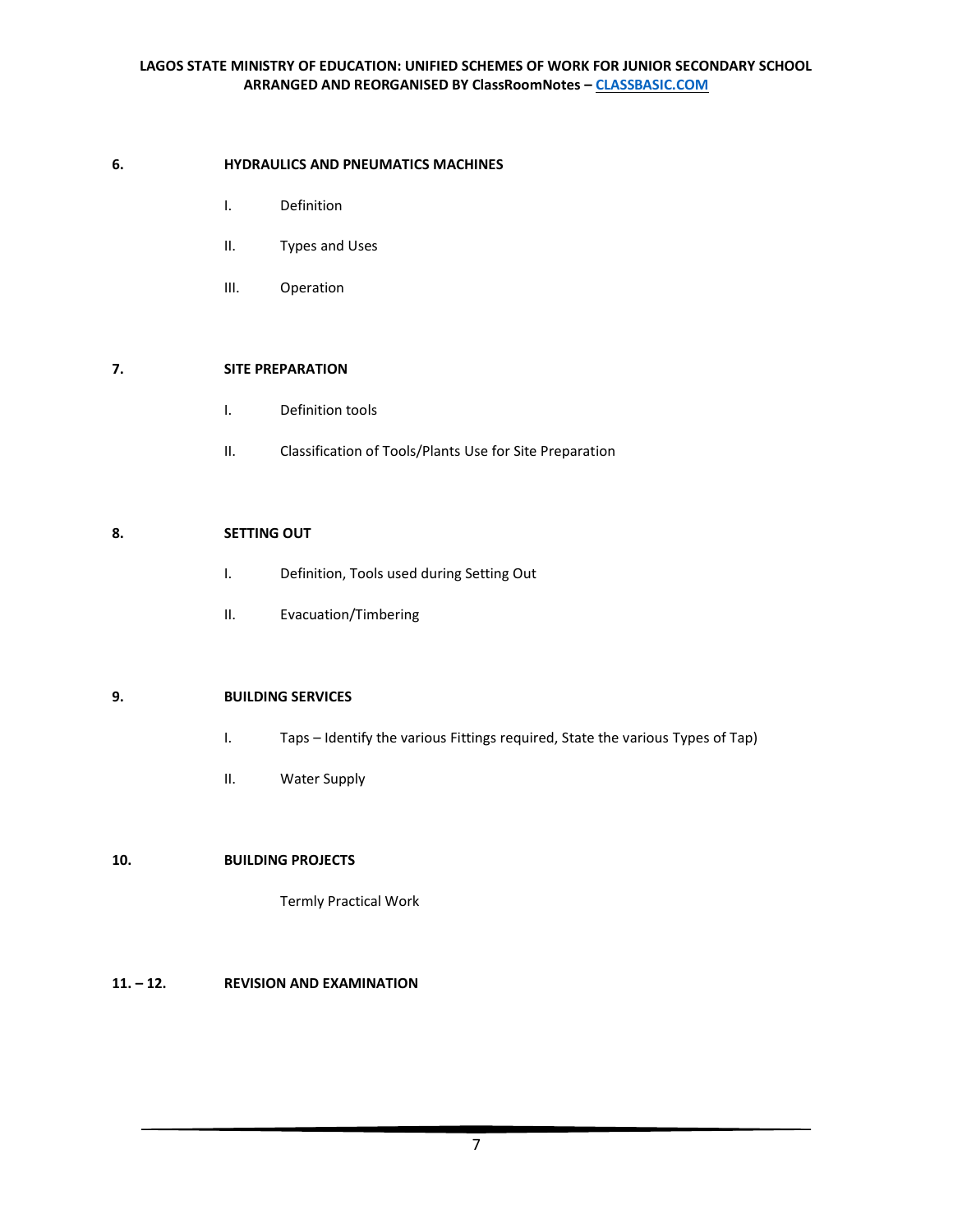**6.** **HYDRAULICS AND PNEUMATICS MACHINES**

- I. Definition
- II. Types and Uses
- III. Operation

**7.** **SITE PREPARATION**

- I. Definition tools
- II. Classification of Tools/Plants Use for Site Preparation

**8.** **SETTING OUT**

- I. Definition, Tools used during Setting Out
- II. Evacuation/Timbering

**9.** **BUILDING SERVICES**

- I. Taps – Identify the various Fittings required, State the various Types of Tap)
- II. Water Supply

**10.** **BUILDING PROJECTS**

Termly Practical Work

**11. – 12.** **REVISION AND EXAMINATION**